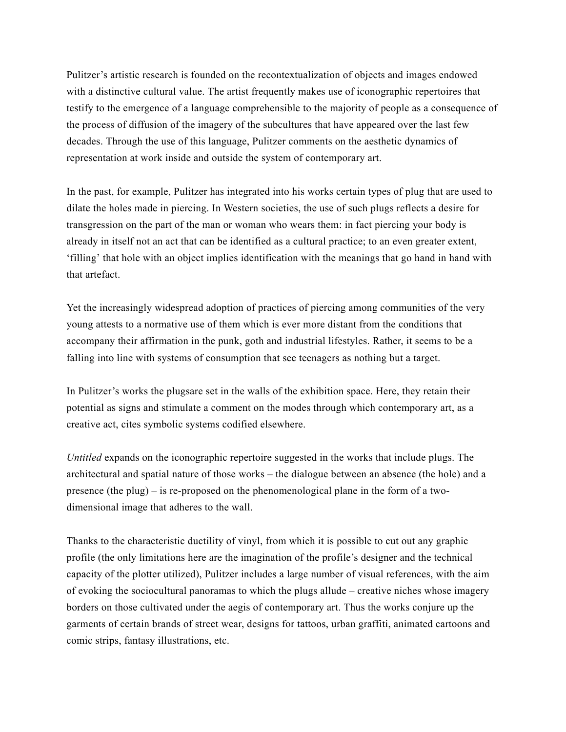Pulitzer's artistic research is founded on the recontextualization of objects and images endowed with a distinctive cultural value. The artist frequently makes use of iconographic repertoires that testify to the emergence of a language comprehensible to the majority of people as a consequence of the process of diffusion of the imagery of the subcultures that have appeared over the last few decades. Through the use of this language, Pulitzer comments on the aesthetic dynamics of representation at work inside and outside the system of contemporary art.

In the past, for example, Pulitzer has integrated into his works certain types of plug that are used to dilate the holes made in piercing. In Western societies, the use of such plugs reflects a desire for transgression on the part of the man or woman who wears them: in fact piercing your body is already in itself not an act that can be identified as a cultural practice; to an even greater extent, 'filling' that hole with an object implies identification with the meanings that go hand in hand with that artefact.

Yet the increasingly widespread adoption of practices of piercing among communities of the very young attests to a normative use of them which is ever more distant from the conditions that accompany their affirmation in the punk, goth and industrial lifestyles. Rather, it seems to be a falling into line with systems of consumption that see teenagers as nothing but a target.

In Pulitzer's works the plugsare set in the walls of the exhibition space. Here, they retain their potential as signs and stimulate a comment on the modes through which contemporary art, as a creative act, cites symbolic systems codified elsewhere.

*Untitled* expands on the iconographic repertoire suggested in the works that include plugs. The architectural and spatial nature of those works – the dialogue between an absence (the hole) and a presence (the plug) – is re-proposed on the phenomenological plane in the form of a two-dimensional image that adheres to the wall.

Thanks to the characteristic ductility of vinyl, from which it is possible to cut out any graphic profile (the only limitations here are the imagination of the profile's designer and the technical capacity of the plotter utilized), Pulitzer includes a large number of visual references, with the aim of evoking the sociocultural panoramas to which the plugs allude – creative niches whose imagery borders on those cultivated under the aegis of contemporary art. Thus the works conjure up the garments of certain brands of street wear, designs for tattoos, urban graffiti, animated cartoons and comic strips, fantasy illustrations, etc.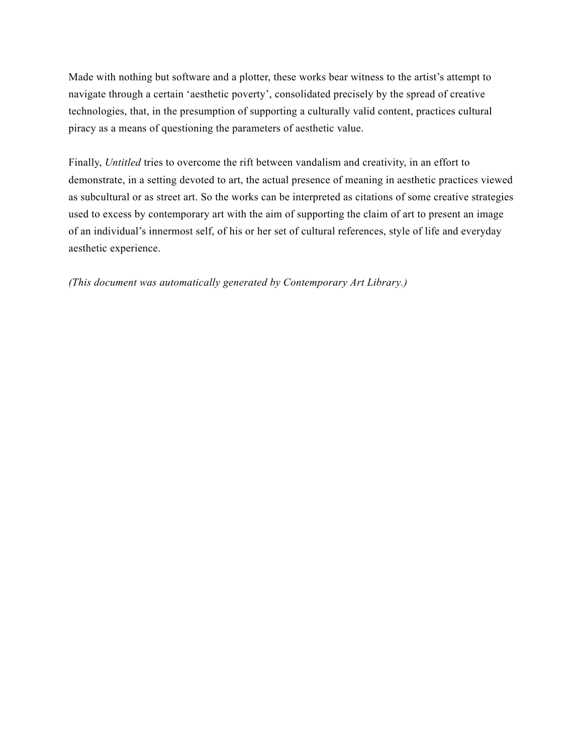Made with nothing but software and a plotter, these works bear witness to the artist's attempt to navigate through a certain 'aesthetic poverty', consolidated precisely by the spread of creative technologies, that, in the presumption of supporting a culturally valid content, practices cultural piracy as a means of questioning the parameters of aesthetic value.

Finally, *Untitled* tries to overcome the rift between vandalism and creativity, in an effort to demonstrate, in a setting devoted to art, the actual presence of meaning in aesthetic practices viewed as subcultural or as street art. So the works can be interpreted as citations of some creative strategies used to excess by contemporary art with the aim of supporting the claim of art to present an image of an individual's innermost self, of his or her set of cultural references, style of life and everyday aesthetic experience.

*(This document was automatically generated by Contemporary Art Library.)*